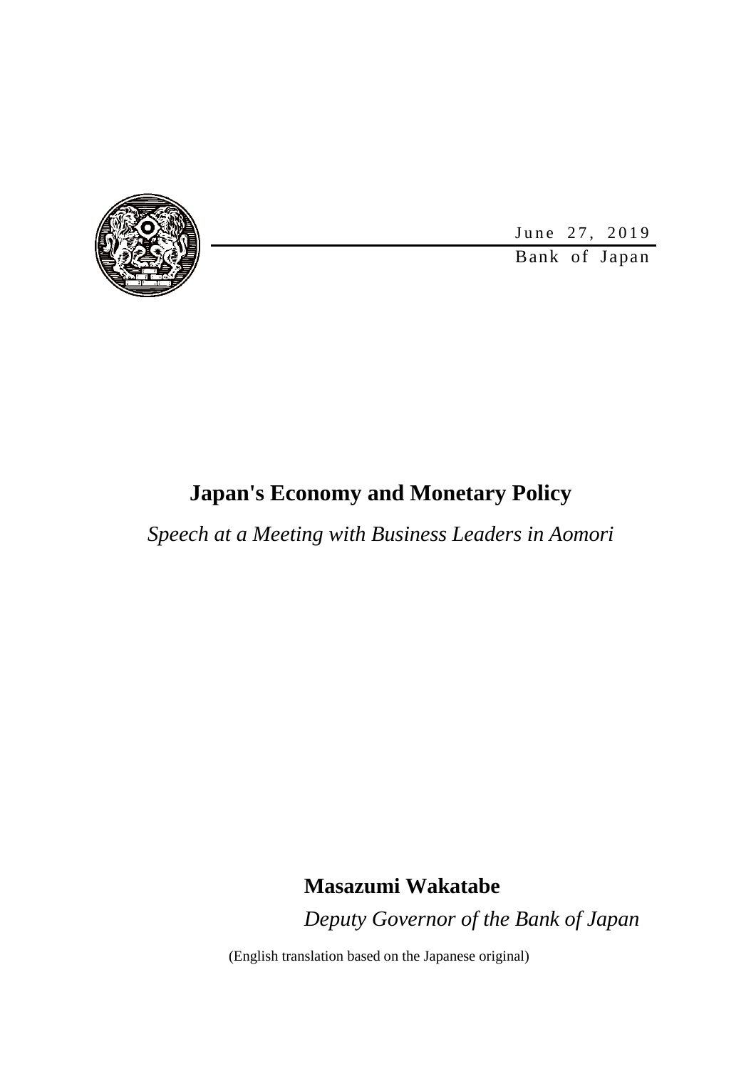June 27, 2019

Bank of Japan

# Japan's Economy and Monetary Policy

*Speech at a Meeting with Business Leaders in Aomori*

**Masazumi Wakatabe**

*Deputy Governor of the Bank of Japan*

(English translation based on the Japanese original)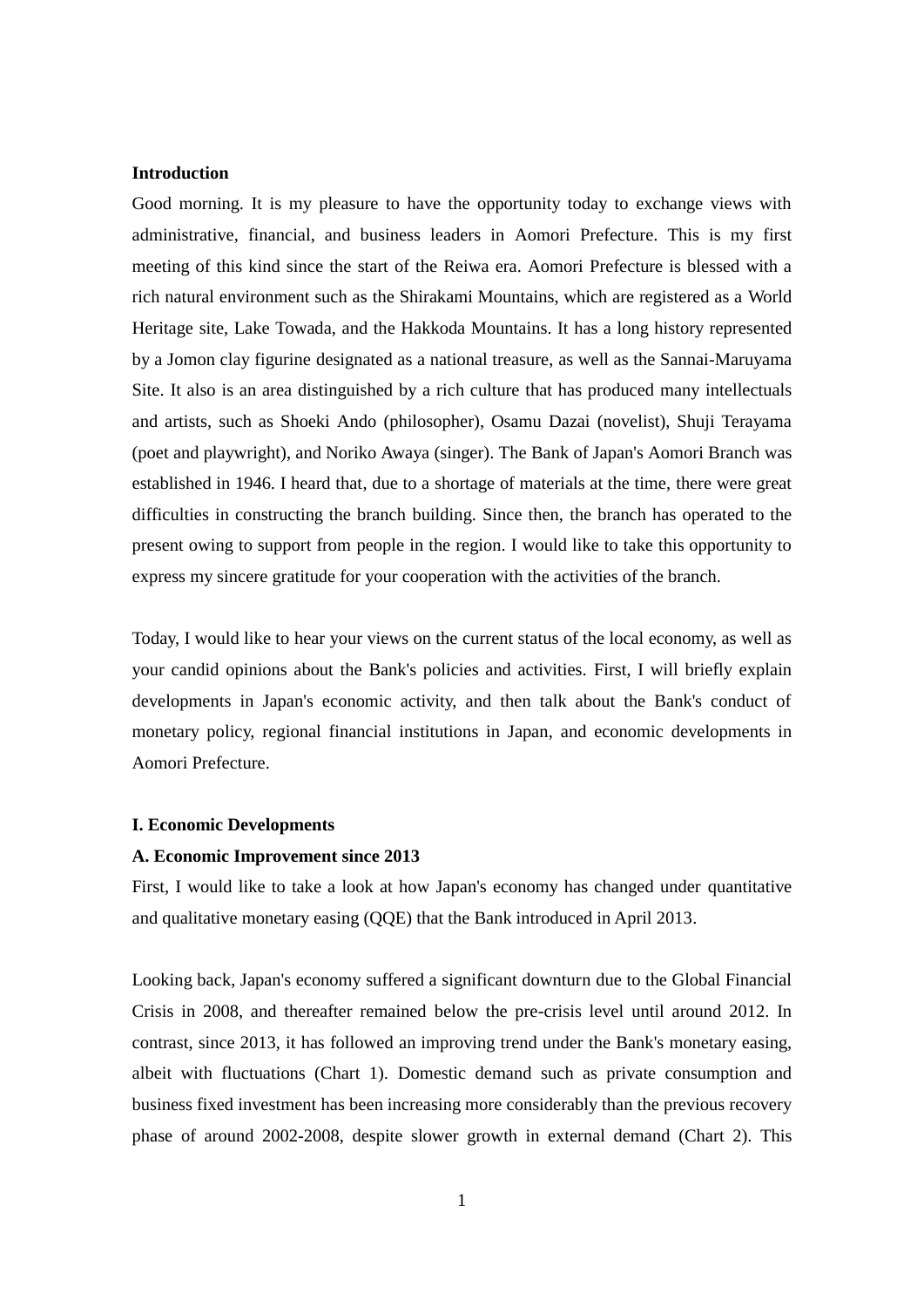**Introduction**

Good morning. It is my pleasure to have the opportunity today to exchange views with administrative, financial, and business leaders in Aomori Prefecture. This is my first meeting of this kind since the start of the Reiwa era. Aomori Prefecture is blessed with a rich natural environment such as the Shirakami Mountains, which are registered as a World Heritage site, Lake Towada, and the Hakkoda Mountains. It has a long history represented by a Jomon clay figurine designated as a national treasure, as well as the Sannai-Maruyama Site. It also is an area distinguished by a rich culture that has produced many intellectuals and artists, such as Shoeki Ando (philosopher), Osamu Dazai (novelist), Shuji Terayama (poet and playwright), and Noriko Awaya (singer). The Bank of Japan's Aomori Branch was established in 1946. I heard that, due to a shortage of materials at the time, there were great difficulties in constructing the branch building. Since then, the branch has operated to the present owing to support from people in the region. I would like to take this opportunity to express my sincere gratitude for your cooperation with the activities of the branch.

Today, I would like to hear your views on the current status of the local economy, as well as your candid opinions about the Bank's policies and activities. First, I will briefly explain developments in Japan's economic activity, and then talk about the Bank's conduct of monetary policy, regional financial institutions in Japan, and economic developments in Aomori Prefecture.

**I. Economic Developments**

**A. Economic Improvement since 2013**

First, I would like to take a look at how Japan's economy has changed under quantitative and qualitative monetary easing (QQE) that the Bank introduced in April 2013.

Looking back, Japan's economy suffered a significant downturn due to the Global Financial Crisis in 2008, and thereafter remained below the pre-crisis level until around 2012. In contrast, since 2013, it has followed an improving trend under the Bank's monetary easing, albeit with fluctuations (Chart 1). Domestic demand such as private consumption and business fixed investment has been increasing more considerably than the previous recovery phase of around 2002-2008, despite slower growth in external demand (Chart 2). This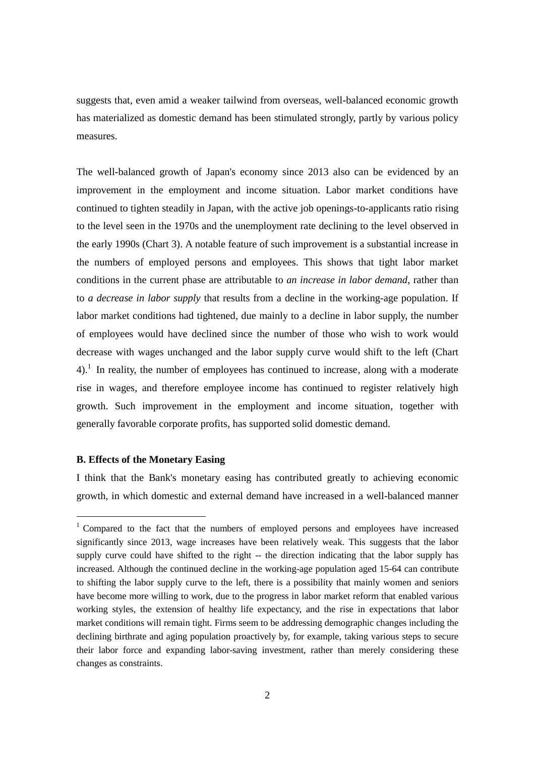suggests that, even amid a weaker tailwind from overseas, well-balanced economic growth has materialized as domestic demand has been stimulated strongly, partly by various policy measures.

The well-balanced growth of Japan's economy since 2013 also can be evidenced by an improvement in the employment and income situation. Labor market conditions have continued to tighten steadily in Japan, with the active job openings-to-applicants ratio rising to the level seen in the 1970s and the unemployment rate declining to the level observed in the early 1990s (Chart 3). A notable feature of such improvement is a substantial increase in the numbers of employed persons and employees. This shows that tight labor market conditions in the current phase are attributable to *an increase in labor demand*, rather than to *a decrease in labor supply* that results from a decline in the working-age population. If labor market conditions had tightened, due mainly to a decline in labor supply, the number of employees would have declined since the number of those who wish to work would decrease with wages unchanged and the labor supply curve would shift to the left (Chart 4).[1] In reality, the number of employees has continued to increase, along with a moderate rise in wages, and therefore employee income has continued to register relatively high growth. Such improvement in the employment and income situation, together with generally favorable corporate profits, has supported solid domestic demand.

**B. Effects of the Monetary Easing**

I think that the Bank's monetary easing has contributed greatly to achieving economic growth, in which domestic and external demand have increased in a well-balanced manner

[1] Compared to the fact that the numbers of employed persons and employees have increased significantly since 2013, wage increases have been relatively weak. This suggests that the labor supply curve could have shifted to the right -- the direction indicating that the labor supply has increased. Although the continued decline in the working-age population aged 15-64 can contribute to shifting the labor supply curve to the left, there is a possibility that mainly women and seniors have become more willing to work, due to the progress in labor market reform that enabled various working styles, the extension of healthy life expectancy, and the rise in expectations that labor market conditions will remain tight. Firms seem to be addressing demographic changes including the declining birthrate and aging population proactively by, for example, taking various steps to secure their labor force and expanding labor-saving investment, rather than merely considering these changes as constraints.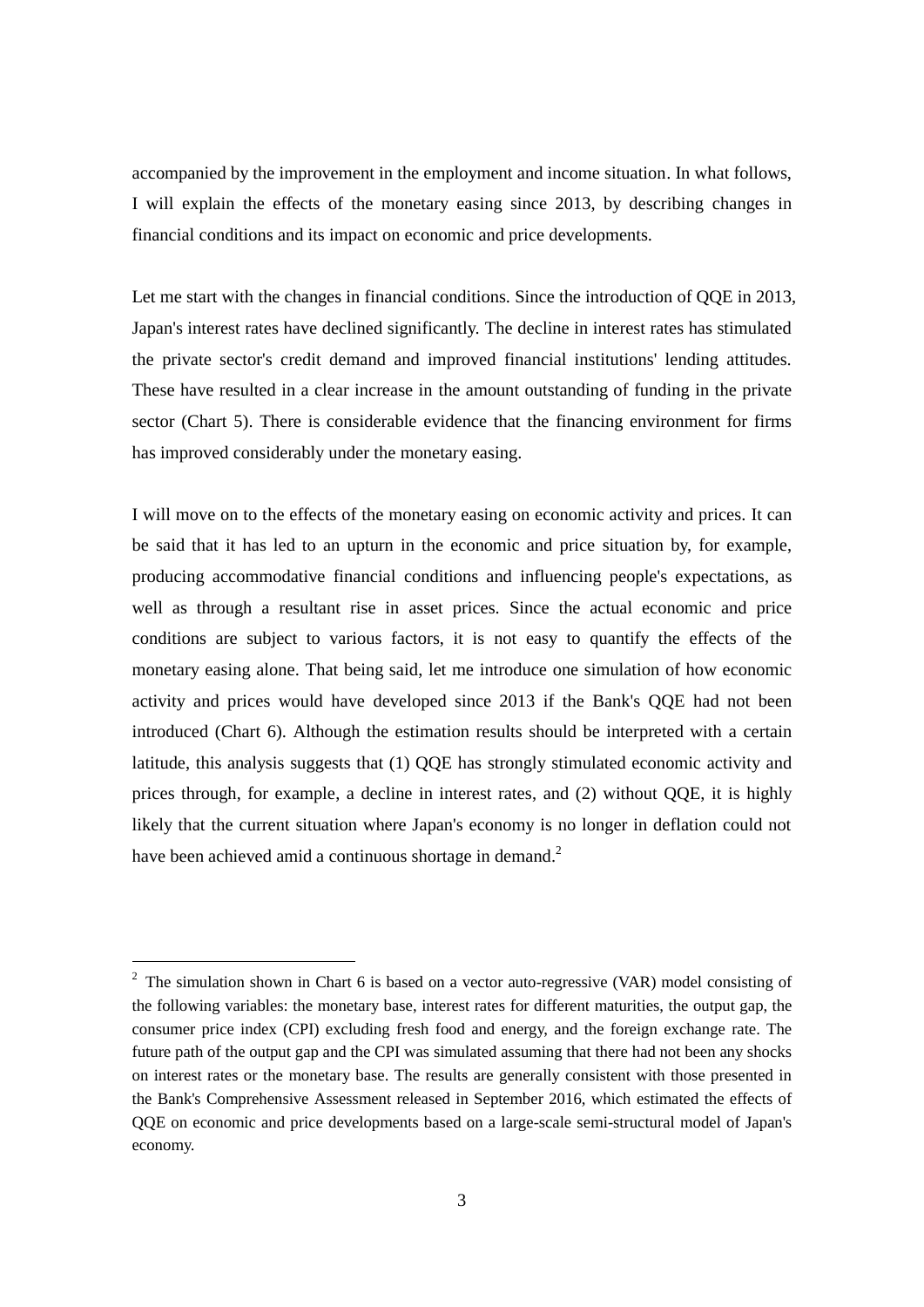accompanied by the improvement in the employment and income situation. In what follows, I will explain the effects of the monetary easing since 2013, by describing changes in financial conditions and its impact on economic and price developments.

Let me start with the changes in financial conditions. Since the introduction of QQE in 2013, Japan's interest rates have declined significantly. The decline in interest rates has stimulated the private sector's credit demand and improved financial institutions' lending attitudes. These have resulted in a clear increase in the amount outstanding of funding in the private sector (Chart 5). There is considerable evidence that the financing environment for firms has improved considerably under the monetary easing.

I will move on to the effects of the monetary easing on economic activity and prices. It can be said that it has led to an upturn in the economic and price situation by, for example, producing accommodative financial conditions and influencing people's expectations, as well as through a resultant rise in asset prices. Since the actual economic and price conditions are subject to various factors, it is not easy to quantify the effects of the monetary easing alone. That being said, let me introduce one simulation of how economic activity and prices would have developed since 2013 if the Bank's QQE had not been introduced (Chart 6). Although the estimation results should be interpreted with a certain latitude, this analysis suggests that (1) QQE has strongly stimulated economic activity and prices through, for example, a decline in interest rates, and (2) without QQE, it is highly likely that the current situation where Japan's economy is no longer in deflation could not have been achieved amid a continuous shortage in demand.[2]

---

[2] The simulation shown in Chart 6 is based on a vector auto-regressive (VAR) model consisting of the following variables: the monetary base, interest rates for different maturities, the output gap, the consumer price index (CPI) excluding fresh food and energy, and the foreign exchange rate. The future path of the output gap and the CPI was simulated assuming that there had not been any shocks on interest rates or the monetary base. The results are generally consistent with those presented in the Bank's Comprehensive Assessment released in September 2016, which estimated the effects of QQE on economic and price developments based on a large-scale semi-structural model of Japan's economy.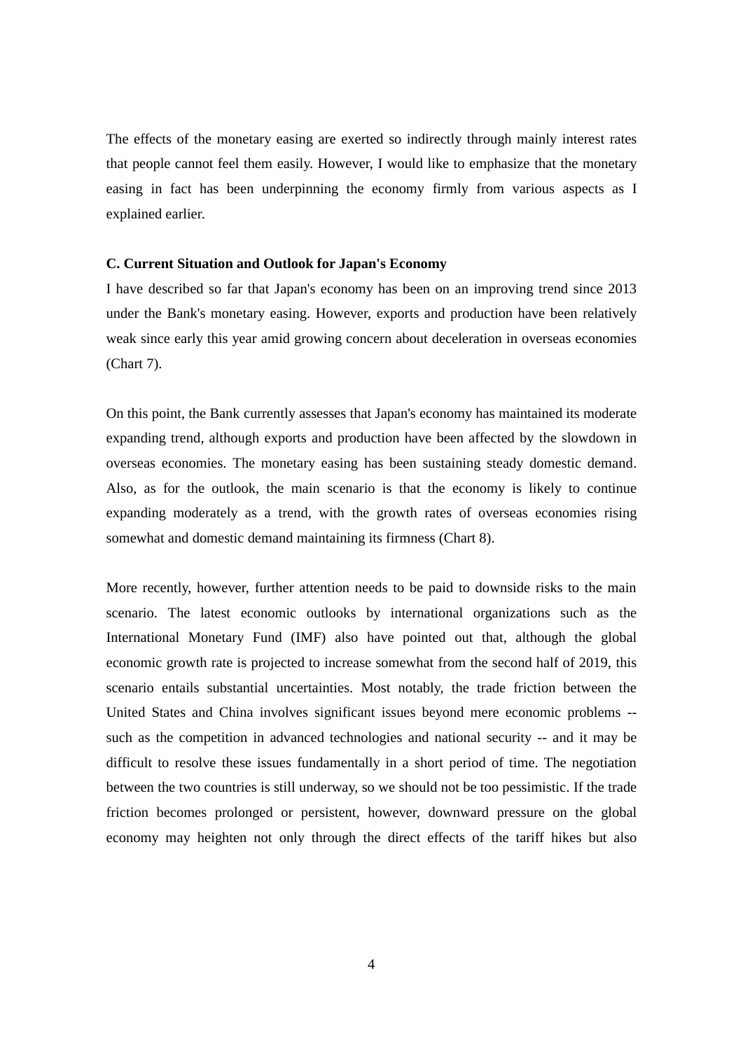The effects of the monetary easing are exerted so indirectly through mainly interest rates that people cannot feel them easily. However, I would like to emphasize that the monetary easing in fact has been underpinning the economy firmly from various aspects as I explained earlier.

### C. Current Situation and Outlook for Japan's Economy

I have described so far that Japan's economy has been on an improving trend since 2013 under the Bank's monetary easing. However, exports and production have been relatively weak since early this year amid growing concern about deceleration in overseas economies (Chart 7).

On this point, the Bank currently assesses that Japan's economy has maintained its moderate expanding trend, although exports and production have been affected by the slowdown in overseas economies. The monetary easing has been sustaining steady domestic demand. Also, as for the outlook, the main scenario is that the economy is likely to continue expanding moderately as a trend, with the growth rates of overseas economies rising somewhat and domestic demand maintaining its firmness (Chart 8).

More recently, however, further attention needs to be paid to downside risks to the main scenario. The latest economic outlooks by international organizations such as the International Monetary Fund (IMF) also have pointed out that, although the global economic growth rate is projected to increase somewhat from the second half of 2019, this scenario entails substantial uncertainties. Most notably, the trade friction between the United States and China involves significant issues beyond mere economic problems -- such as the competition in advanced technologies and national security -- and it may be difficult to resolve these issues fundamentally in a short period of time. The negotiation between the two countries is still underway, so we should not be too pessimistic. If the trade friction becomes prolonged or persistent, however, downward pressure on the global economy may heighten not only through the direct effects of the tariff hikes but also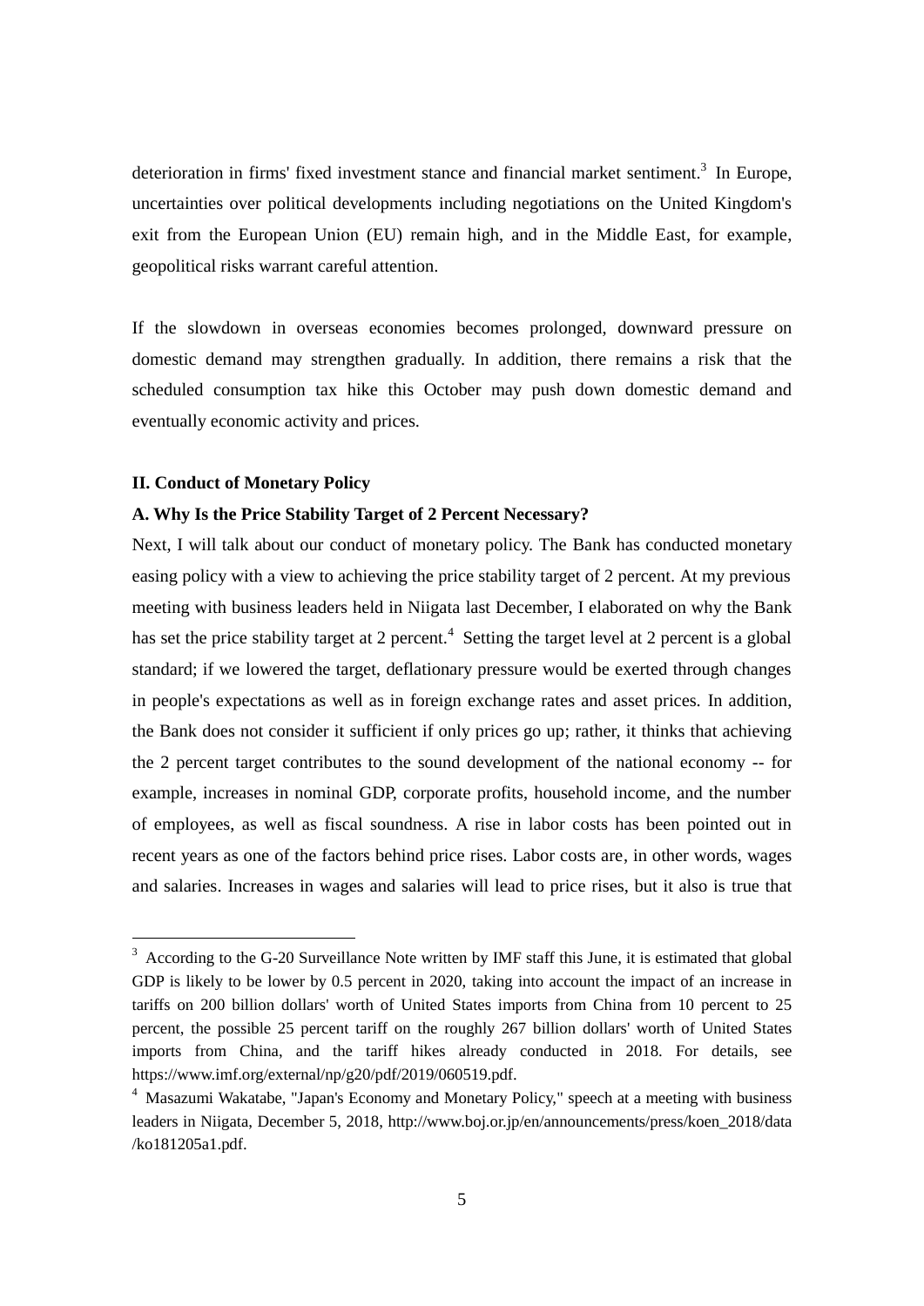deterioration in firms' fixed investment stance and financial market sentiment.[3] In Europe, uncertainties over political developments including negotiations on the United Kingdom's exit from the European Union (EU) remain high, and in the Middle East, for example, geopolitical risks warrant careful attention.

If the slowdown in overseas economies becomes prolonged, downward pressure on domestic demand may strengthen gradually. In addition, there remains a risk that the scheduled consumption tax hike this October may push down domestic demand and eventually economic activity and prices.

## II. Conduct of Monetary Policy

### A. Why Is the Price Stability Target of 2 Percent Necessary?

Next, I will talk about our conduct of monetary policy. The Bank has conducted monetary easing policy with a view to achieving the price stability target of 2 percent. At my previous meeting with business leaders held in Niigata last December, I elaborated on why the Bank has set the price stability target at 2 percent.[4] Setting the target level at 2 percent is a global standard; if we lowered the target, deflationary pressure would be exerted through changes in people's expectations as well as in foreign exchange rates and asset prices. In addition, the Bank does not consider it sufficient if only prices go up; rather, it thinks that achieving the 2 percent target contributes to the sound development of the national economy -- for example, increases in nominal GDP, corporate profits, household income, and the number of employees, as well as fiscal soundness. A rise in labor costs has been pointed out in recent years as one of the factors behind price rises. Labor costs are, in other words, wages and salaries. Increases in wages and salaries will lead to price rises, but it also is true that

---

[3] According to the G-20 Surveillance Note written by IMF staff this June, it is estimated that global GDP is likely to be lower by 0.5 percent in 2020, taking into account the impact of an increase in tariffs on 200 billion dollars' worth of United States imports from China from 10 percent to 25 percent, the possible 25 percent tariff on the roughly 267 billion dollars' worth of United States imports from China, and the tariff hikes already conducted in 2018. For details, see https://www.imf.org/external/np/g20/pdf/2019/060519.pdf.

[4] Masazumi Wakatabe, "Japan's Economy and Monetary Policy," speech at a meeting with business leaders in Niigata, December 5, 2018, http://www.boj.or.jp/en/announcements/press/koen_2018/data/ko181205a1.pdf.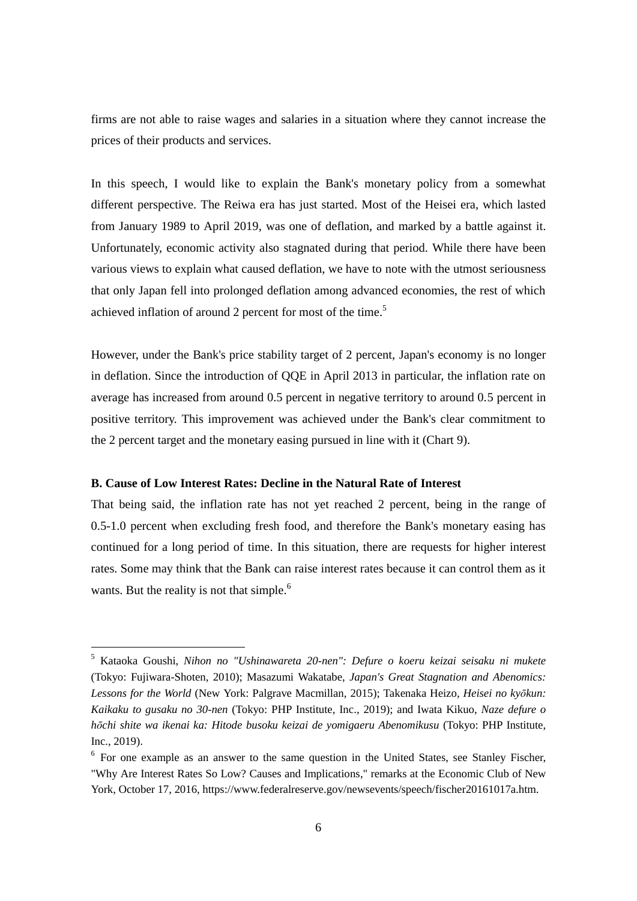firms are not able to raise wages and salaries in a situation where they cannot increase the prices of their products and services.

In this speech, I would like to explain the Bank's monetary policy from a somewhat different perspective. The Reiwa era has just started. Most of the Heisei era, which lasted from January 1989 to April 2019, was one of deflation, and marked by a battle against it. Unfortunately, economic activity also stagnated during that period. While there have been various views to explain what caused deflation, we have to note with the utmost seriousness that only Japan fell into prolonged deflation among advanced economies, the rest of which achieved inflation of around 2 percent for most of the time.[5]

However, under the Bank's price stability target of 2 percent, Japan's economy is no longer in deflation. Since the introduction of QQE in April 2013 in particular, the inflation rate on average has increased from around 0.5 percent in negative territory to around 0.5 percent in positive territory. This improvement was achieved under the Bank's clear commitment to the 2 percent target and the monetary easing pursued in line with it (Chart 9).

### B. Cause of Low Interest Rates: Decline in the Natural Rate of Interest

That being said, the inflation rate has not yet reached 2 percent, being in the range of 0.5-1.0 percent when excluding fresh food, and therefore the Bank's monetary easing has continued for a long period of time. In this situation, there are requests for higher interest rates. Some may think that the Bank can raise interest rates because it can control them as it wants. But the reality is not that simple.[6]

---

[5] Kataoka Goushi, *Nihon no "Ushinawareta 20-nen": Defure o koeru keizai seisaku ni mukete* (Tokyo: Fujiwara-Shoten, 2010); Masazumi Wakatabe, *Japan's Great Stagnation and Abenomics: Lessons for the World* (New York: Palgrave Macmillan, 2015); Takenaka Heizo, *Heisei no kyōkun: Kaikaku to gusaku no 30-nen* (Tokyo: PHP Institute, Inc., 2019); and Iwata Kikuo, *Naze defure o hōchi shite wa ikenai ka: Hitode busoku keizai de yomigaeru Abenomikusu* (Tokyo: PHP Institute, Inc., 2019).

[6] For one example as an answer to the same question in the United States, see Stanley Fischer, "Why Are Interest Rates So Low? Causes and Implications," remarks at the Economic Club of New York, October 17, 2016, https://www.federalreserve.gov/newsevents/speech/fischer20161017a.htm.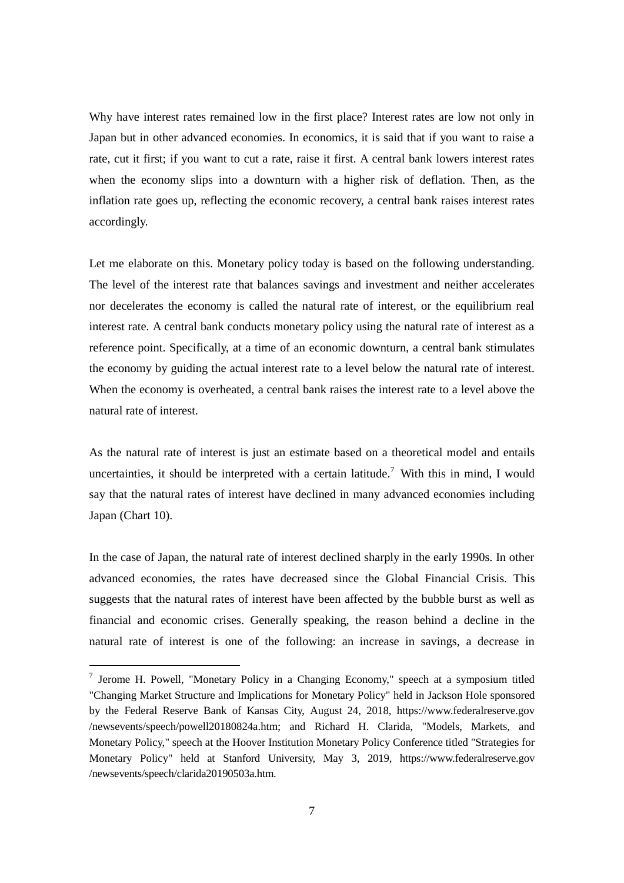Why have interest rates remained low in the first place? Interest rates are low not only in Japan but in other advanced economies. In economics, it is said that if you want to raise a rate, cut it first; if you want to cut a rate, raise it first. A central bank lowers interest rates when the economy slips into a downturn with a higher risk of deflation. Then, as the inflation rate goes up, reflecting the economic recovery, a central bank raises interest rates accordingly.

Let me elaborate on this. Monetary policy today is based on the following understanding. The level of the interest rate that balances savings and investment and neither accelerates nor decelerates the economy is called the natural rate of interest, or the equilibrium real interest rate. A central bank conducts monetary policy using the natural rate of interest as a reference point. Specifically, at a time of an economic downturn, a central bank stimulates the economy by guiding the actual interest rate to a level below the natural rate of interest. When the economy is overheated, a central bank raises the interest rate to a level above the natural rate of interest.

As the natural rate of interest is just an estimate based on a theoretical model and entails uncertainties, it should be interpreted with a certain latitude.[7] With this in mind, I would say that the natural rates of interest have declined in many advanced economies including Japan (Chart 10).

In the case of Japan, the natural rate of interest declined sharply in the early 1990s. In other advanced economies, the rates have decreased since the Global Financial Crisis. This suggests that the natural rates of interest have been affected by the bubble burst as well as financial and economic crises. Generally speaking, the reason behind a decline in the natural rate of interest is one of the following: an increase in savings, a decrease in

---

[7] Jerome H. Powell, "Monetary Policy in a Changing Economy," speech at a symposium titled "Changing Market Structure and Implications for Monetary Policy" held in Jackson Hole sponsored by the Federal Reserve Bank of Kansas City, August 24, 2018, https://www.federalreserve.gov /newsevents/speech/powell20180824a.htm; and Richard H. Clarida, "Models, Markets, and Monetary Policy," speech at the Hoover Institution Monetary Policy Conference titled "Strategies for Monetary Policy" held at Stanford University, May 3, 2019, https://www.federalreserve.gov /newsevents/speech/clarida20190503a.htm.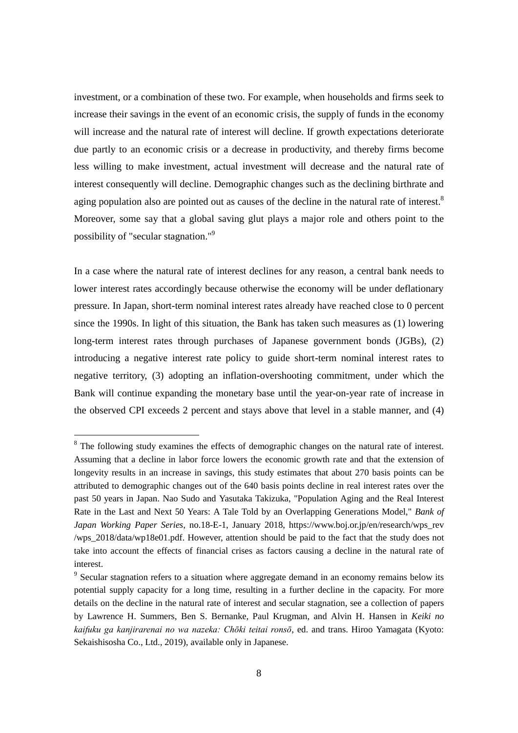investment, or a combination of these two. For example, when households and firms seek to increase their savings in the event of an economic crisis, the supply of funds in the economy will increase and the natural rate of interest will decline. If growth expectations deteriorate due partly to an economic crisis or a decrease in productivity, and thereby firms become less willing to make investment, actual investment will decrease and the natural rate of interest consequently will decline. Demographic changes such as the declining birthrate and aging population also are pointed out as causes of the decline in the natural rate of interest.[8] Moreover, some say that a global saving glut plays a major role and others point to the possibility of "secular stagnation."[9]

In a case where the natural rate of interest declines for any reason, a central bank needs to lower interest rates accordingly because otherwise the economy will be under deflationary pressure. In Japan, short-term nominal interest rates already have reached close to 0 percent since the 1990s. In light of this situation, the Bank has taken such measures as (1) lowering long-term interest rates through purchases of Japanese government bonds (JGBs), (2) introducing a negative interest rate policy to guide short-term nominal interest rates to negative territory, (3) adopting an inflation-overshooting commitment, under which the Bank will continue expanding the monetary base until the year-on-year rate of increase in the observed CPI exceeds 2 percent and stays above that level in a stable manner, and (4)

---

[8] The following study examines the effects of demographic changes on the natural rate of interest. Assuming that a decline in labor force lowers the economic growth rate and that the extension of longevity results in an increase in savings, this study estimates that about 270 basis points can be attributed to demographic changes out of the 640 basis points decline in real interest rates over the past 50 years in Japan. Nao Sudo and Yasutaka Takizuka, "Population Aging and the Real Interest Rate in the Last and Next 50 Years: A Tale Told by an Overlapping Generations Model," *Bank of Japan Working Paper Series*, no.18-E-1, January 2018, https://www.boj.or.jp/en/research/wps_rev/wps_2018/data/wp18e01.pdf. However, attention should be paid to the fact that the study does not take into account the effects of financial crises as factors causing a decline in the natural rate of interest.

[9] Secular stagnation refers to a situation where aggregate demand in an economy remains below its potential supply capacity for a long time, resulting in a further decline in the capacity. For more details on the decline in the natural rate of interest and secular stagnation, see a collection of papers by Lawrence H. Summers, Ben S. Bernanke, Paul Krugman, and Alvin H. Hansen in *Keiki no kaifuku ga kanjirarenai no wa nazeka: Chōki teitai ronsō*, ed. and trans. Hiroo Yamagata (Kyoto: Sekaishisosha Co., Ltd., 2019), available only in Japanese.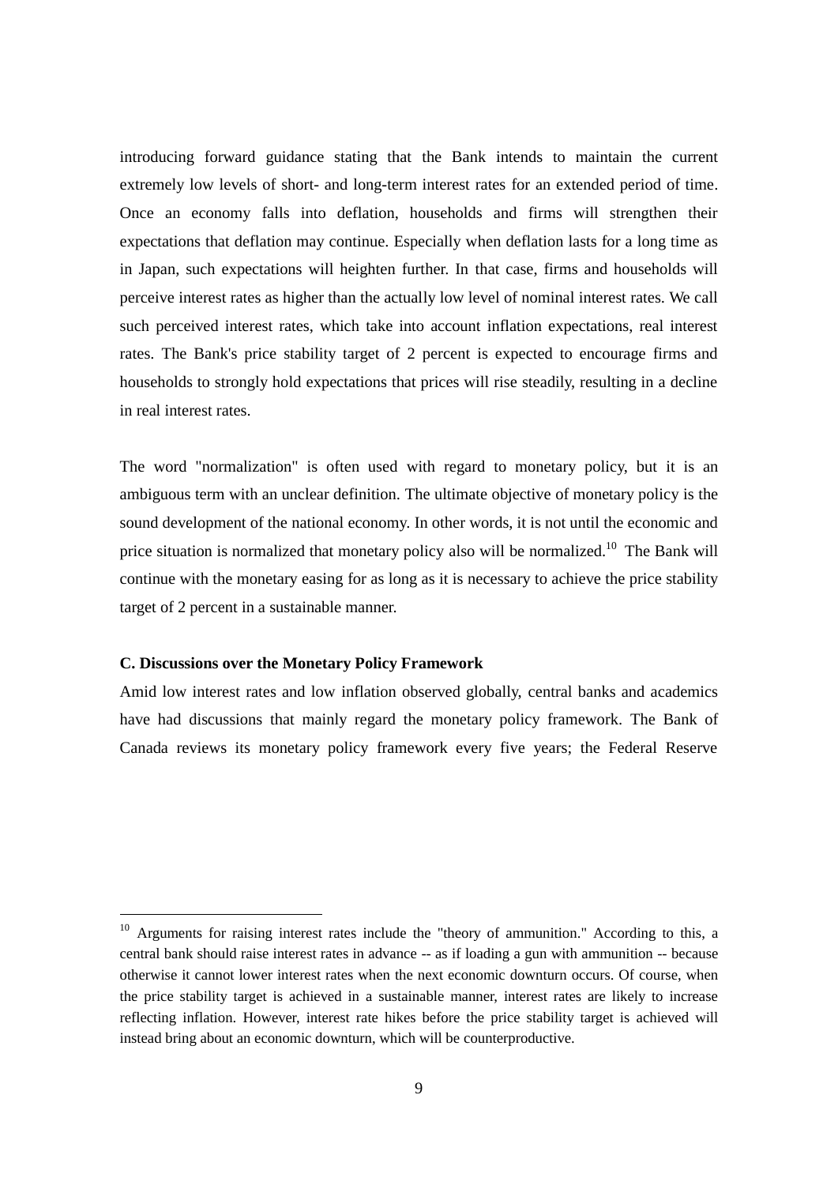introducing forward guidance stating that the Bank intends to maintain the current extremely low levels of short- and long-term interest rates for an extended period of time. Once an economy falls into deflation, households and firms will strengthen their expectations that deflation may continue. Especially when deflation lasts for a long time as in Japan, such expectations will heighten further. In that case, firms and households will perceive interest rates as higher than the actually low level of nominal interest rates. We call such perceived interest rates, which take into account inflation expectations, real interest rates. The Bank's price stability target of 2 percent is expected to encourage firms and households to strongly hold expectations that prices will rise steadily, resulting in a decline in real interest rates.

The word "normalization" is often used with regard to monetary policy, but it is an ambiguous term with an unclear definition. The ultimate objective of monetary policy is the sound development of the national economy. In other words, it is not until the economic and price situation is normalized that monetary policy also will be normalized.[10] The Bank will continue with the monetary easing for as long as it is necessary to achieve the price stability target of 2 percent in a sustainable manner.

### C. Discussions over the Monetary Policy Framework

Amid low interest rates and low inflation observed globally, central banks and academics have had discussions that mainly regard the monetary policy framework. The Bank of Canada reviews its monetary policy framework every five years; the Federal Reserve

[10] Arguments for raising interest rates include the "theory of ammunition." According to this, a central bank should raise interest rates in advance -- as if loading a gun with ammunition -- because otherwise it cannot lower interest rates when the next economic downturn occurs. Of course, when the price stability target is achieved in a sustainable manner, interest rates are likely to increase reflecting inflation. However, interest rate hikes before the price stability target is achieved will instead bring about an economic downturn, which will be counterproductive.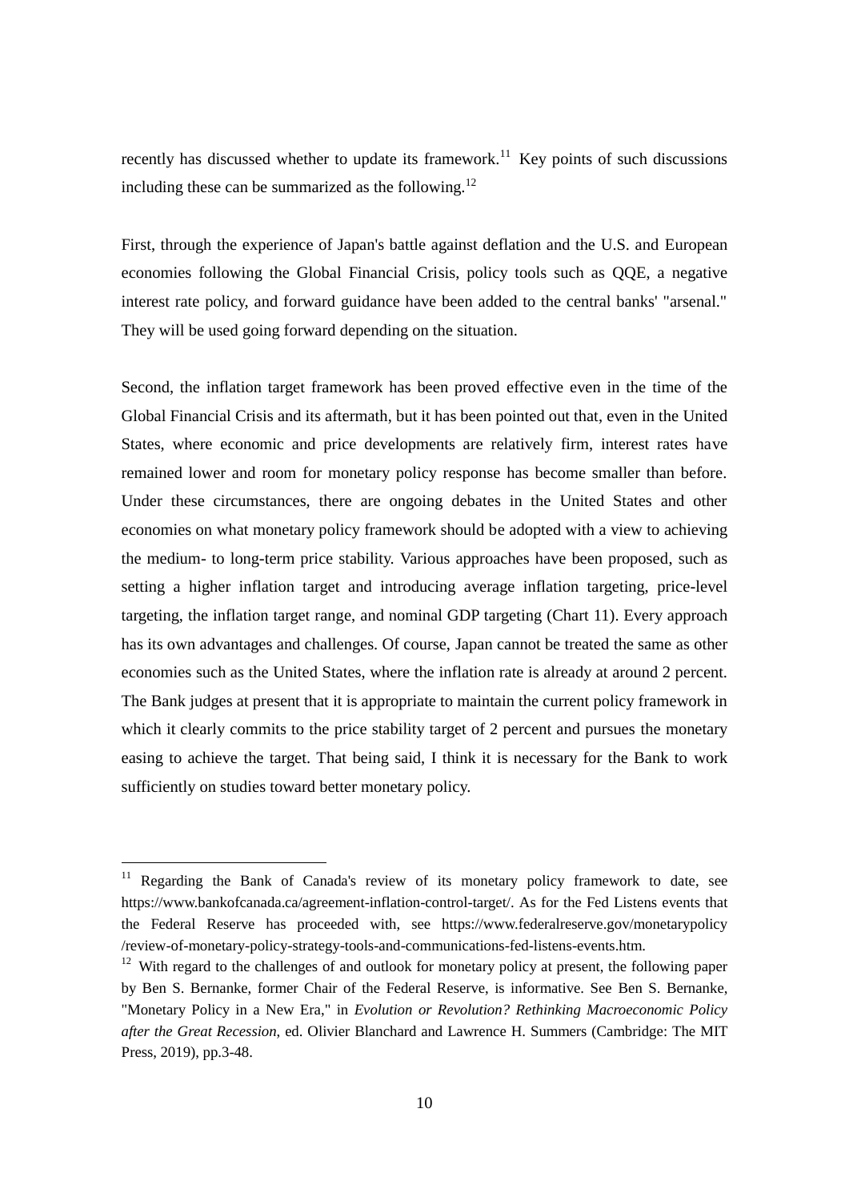recently has discussed whether to update its framework.[11] Key points of such discussions including these can be summarized as the following.[12]

First, through the experience of Japan's battle against deflation and the U.S. and European economies following the Global Financial Crisis, policy tools such as QQE, a negative interest rate policy, and forward guidance have been added to the central banks' "arsenal." They will be used going forward depending on the situation.

Second, the inflation target framework has been proved effective even in the time of the Global Financial Crisis and its aftermath, but it has been pointed out that, even in the United States, where economic and price developments are relatively firm, interest rates have remained lower and room for monetary policy response has become smaller than before. Under these circumstances, there are ongoing debates in the United States and other economies on what monetary policy framework should be adopted with a view to achieving the medium- to long-term price stability. Various approaches have been proposed, such as setting a higher inflation target and introducing average inflation targeting, price-level targeting, the inflation target range, and nominal GDP targeting (Chart 11). Every approach has its own advantages and challenges. Of course, Japan cannot be treated the same as other economies such as the United States, where the inflation rate is already at around 2 percent. The Bank judges at present that it is appropriate to maintain the current policy framework in which it clearly commits to the price stability target of 2 percent and pursues the monetary easing to achieve the target. That being said, I think it is necessary for the Bank to work sufficiently on studies toward better monetary policy.

---

[11] Regarding the Bank of Canada's review of its monetary policy framework to date, see https://www.bankofcanada.ca/agreement-inflation-control-target/. As for the Fed Listens events that the Federal Reserve has proceeded with, see https://www.federalreserve.gov/monetarypolicy/review-of-monetary-policy-strategy-tools-and-communications-fed-listens-events.htm.

[12] With regard to the challenges of and outlook for monetary policy at present, the following paper by Ben S. Bernanke, former Chair of the Federal Reserve, is informative. See Ben S. Bernanke, "Monetary Policy in a New Era," in *Evolution or Revolution? Rethinking Macroeconomic Policy after the Great Recession*, ed. Olivier Blanchard and Lawrence H. Summers (Cambridge: The MIT Press, 2019), pp.3-48.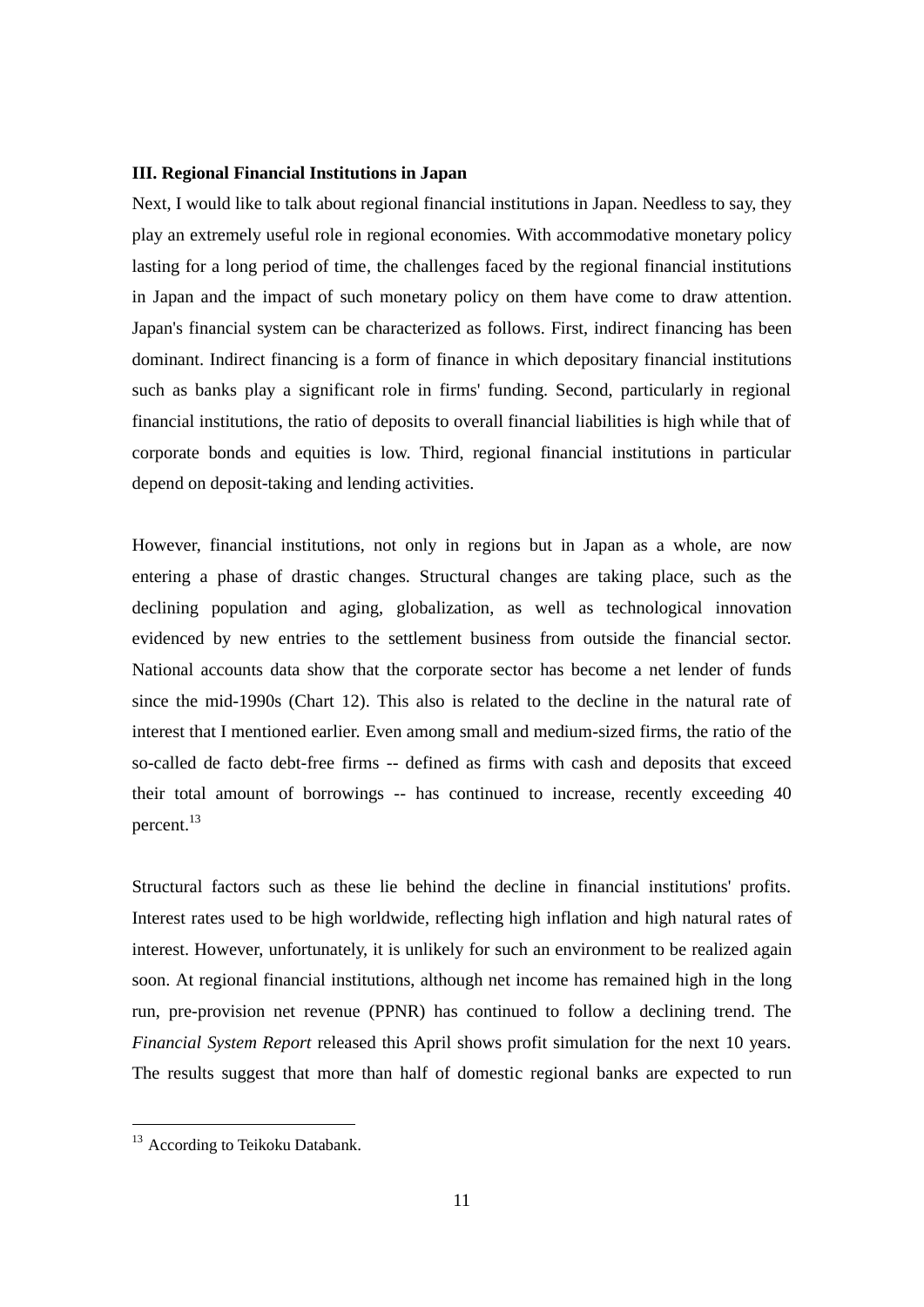### III. Regional Financial Institutions in Japan

Next, I would like to talk about regional financial institutions in Japan. Needless to say, they play an extremely useful role in regional economies. With accommodative monetary policy lasting for a long period of time, the challenges faced by the regional financial institutions in Japan and the impact of such monetary policy on them have come to draw attention. Japan's financial system can be characterized as follows. First, indirect financing has been dominant. Indirect financing is a form of finance in which depositary financial institutions such as banks play a significant role in firms' funding. Second, particularly in regional financial institutions, the ratio of deposits to overall financial liabilities is high while that of corporate bonds and equities is low. Third, regional financial institutions in particular depend on deposit-taking and lending activities.

However, financial institutions, not only in regions but in Japan as a whole, are now entering a phase of drastic changes. Structural changes are taking place, such as the declining population and aging, globalization, as well as technological innovation evidenced by new entries to the settlement business from outside the financial sector. National accounts data show that the corporate sector has become a net lender of funds since the mid-1990s (Chart 12). This also is related to the decline in the natural rate of interest that I mentioned earlier. Even among small and medium-sized firms, the ratio of the so-called de facto debt-free firms -- defined as firms with cash and deposits that exceed their total amount of borrowings -- has continued to increase, recently exceeding 40 percent.[13]

Structural factors such as these lie behind the decline in financial institutions' profits. Interest rates used to be high worldwide, reflecting high inflation and high natural rates of interest. However, unfortunately, it is unlikely for such an environment to be realized again soon. At regional financial institutions, although net income has remained high in the long run, pre-provision net revenue (PPNR) has continued to follow a declining trend. The *Financial System Report* released this April shows profit simulation for the next 10 years. The results suggest that more than half of domestic regional banks are expected to run

[13] According to Teikoku Databank.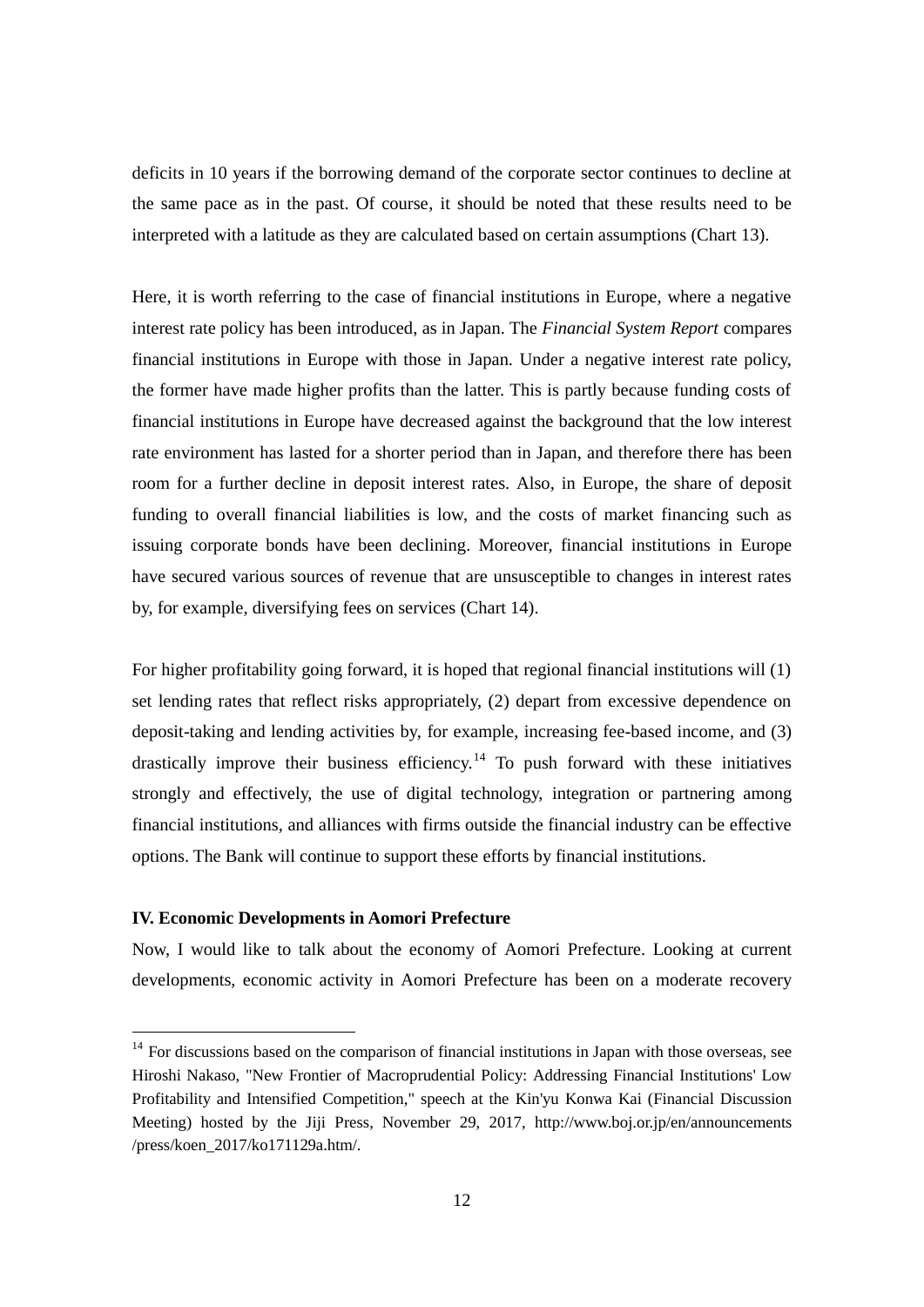deficits in 10 years if the borrowing demand of the corporate sector continues to decline at the same pace as in the past. Of course, it should be noted that these results need to be interpreted with a latitude as they are calculated based on certain assumptions (Chart 13).

Here, it is worth referring to the case of financial institutions in Europe, where a negative interest rate policy has been introduced, as in Japan. The *Financial System Report* compares financial institutions in Europe with those in Japan. Under a negative interest rate policy, the former have made higher profits than the latter. This is partly because funding costs of financial institutions in Europe have decreased against the background that the low interest rate environment has lasted for a shorter period than in Japan, and therefore there has been room for a further decline in deposit interest rates. Also, in Europe, the share of deposit funding to overall financial liabilities is low, and the costs of market financing such as issuing corporate bonds have been declining. Moreover, financial institutions in Europe have secured various sources of revenue that are unsusceptible to changes in interest rates by, for example, diversifying fees on services (Chart 14).

For higher profitability going forward, it is hoped that regional financial institutions will (1) set lending rates that reflect risks appropriately, (2) depart from excessive dependence on deposit-taking and lending activities by, for example, increasing fee-based income, and (3) drastically improve their business efficiency.[14] To push forward with these initiatives strongly and effectively, the use of digital technology, integration or partnering among financial institutions, and alliances with firms outside the financial industry can be effective options. The Bank will continue to support these efforts by financial institutions.

### IV. Economic Developments in Aomori Prefecture

Now, I would like to talk about the economy of Aomori Prefecture. Looking at current developments, economic activity in Aomori Prefecture has been on a moderate recovery

---

[14] For discussions based on the comparison of financial institutions in Japan with those overseas, see Hiroshi Nakaso, "New Frontier of Macroprudential Policy: Addressing Financial Institutions' Low Profitability and Intensified Competition," speech at the Kin'yu Konwa Kai (Financial Discussion Meeting) hosted by the Jiji Press, November 29, 2017, http://www.boj.or.jp/en/announcements/press/koen_2017/ko171129a.htm/.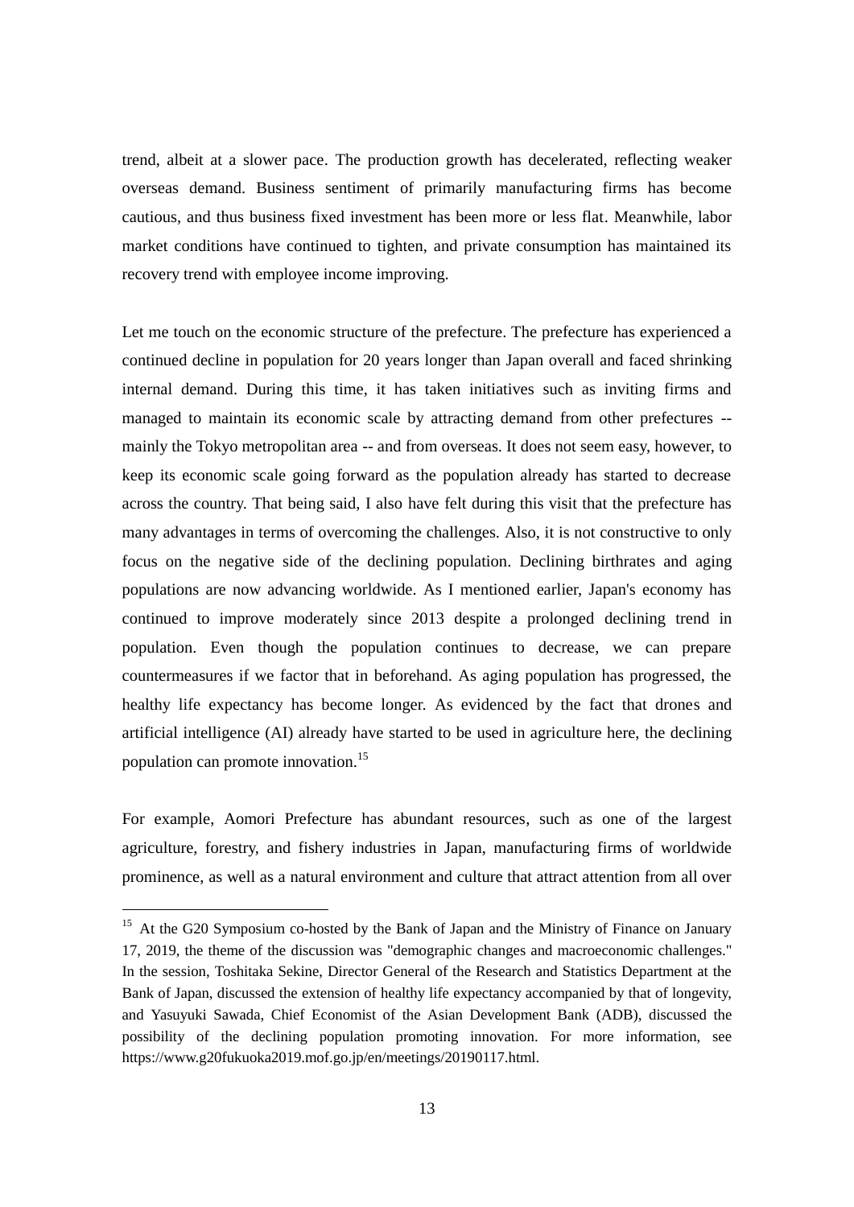trend, albeit at a slower pace. The production growth has decelerated, reflecting weaker overseas demand. Business sentiment of primarily manufacturing firms has become cautious, and thus business fixed investment has been more or less flat. Meanwhile, labor market conditions have continued to tighten, and private consumption has maintained its recovery trend with employee income improving.

Let me touch on the economic structure of the prefecture. The prefecture has experienced a continued decline in population for 20 years longer than Japan overall and faced shrinking internal demand. During this time, it has taken initiatives such as inviting firms and managed to maintain its economic scale by attracting demand from other prefectures -- mainly the Tokyo metropolitan area -- and from overseas. It does not seem easy, however, to keep its economic scale going forward as the population already has started to decrease across the country. That being said, I also have felt during this visit that the prefecture has many advantages in terms of overcoming the challenges. Also, it is not constructive to only focus on the negative side of the declining population. Declining birthrates and aging populations are now advancing worldwide. As I mentioned earlier, Japan's economy has continued to improve moderately since 2013 despite a prolonged declining trend in population. Even though the population continues to decrease, we can prepare countermeasures if we factor that in beforehand. As aging population has progressed, the healthy life expectancy has become longer. As evidenced by the fact that drones and artificial intelligence (AI) already have started to be used in agriculture here, the declining population can promote innovation.[15]

For example, Aomori Prefecture has abundant resources, such as one of the largest agriculture, forestry, and fishery industries in Japan, manufacturing firms of worldwide prominence, as well as a natural environment and culture that attract attention from all over

---

[15] At the G20 Symposium co-hosted by the Bank of Japan and the Ministry of Finance on January 17, 2019, the theme of the discussion was "demographic changes and macroeconomic challenges." In the session, Toshitaka Sekine, Director General of the Research and Statistics Department at the Bank of Japan, discussed the extension of healthy life expectancy accompanied by that of longevity, and Yasuyuki Sawada, Chief Economist of the Asian Development Bank (ADB), discussed the possibility of the declining population promoting innovation. For more information, see https://www.g20fukuoka2019.mof.go.jp/en/meetings/20190117.html.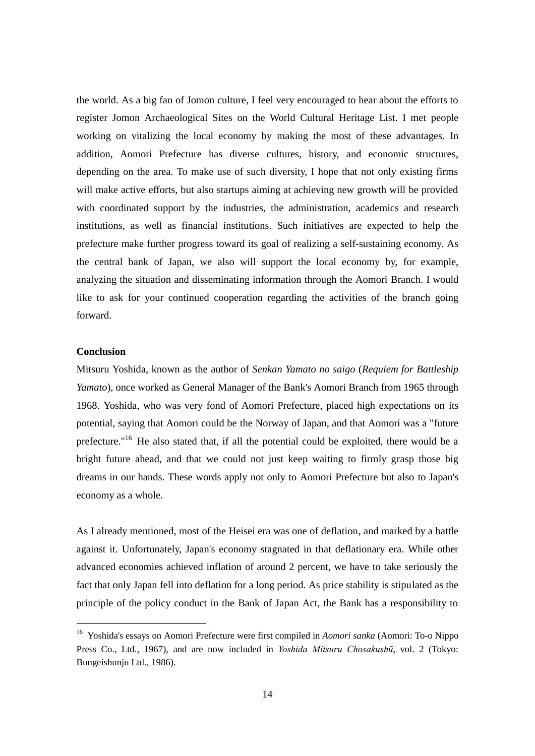the world. As a big fan of Jomon culture, I feel very encouraged to hear about the efforts to register Jomon Archaeological Sites on the World Cultural Heritage List. I met people working on vitalizing the local economy by making the most of these advantages. In addition, Aomori Prefecture has diverse cultures, history, and economic structures, depending on the area. To make use of such diversity, I hope that not only existing firms will make active efforts, but also startups aiming at achieving new growth will be provided with coordinated support by the industries, the administration, academics and research institutions, as well as financial institutions. Such initiatives are expected to help the prefecture make further progress toward its goal of realizing a self-sustaining economy. As the central bank of Japan, we also will support the local economy by, for example, analyzing the situation and disseminating information through the Aomori Branch. I would like to ask for your continued cooperation regarding the activities of the branch going forward.

**Conclusion**

Mitsuru Yoshida, known as the author of *Senkan Yamato no saigo* (*Requiem for Battleship Yamato*), once worked as General Manager of the Bank's Aomori Branch from 1965 through 1968. Yoshida, who was very fond of Aomori Prefecture, placed high expectations on its potential, saying that Aomori could be the Norway of Japan, and that Aomori was a "future prefecture."[16] He also stated that, if all the potential could be exploited, there would be a bright future ahead, and that we could not just keep waiting to firmly grasp those big dreams in our hands. These words apply not only to Aomori Prefecture but also to Japan's economy as a whole.

As I already mentioned, most of the Heisei era was one of deflation, and marked by a battle against it. Unfortunately, Japan's economy stagnated in that deflationary era. While other advanced economies achieved inflation of around 2 percent, we have to take seriously the fact that only Japan fell into deflation for a long period. As price stability is stipulated as the principle of the policy conduct in the Bank of Japan Act, the Bank has a responsibility to

[16] Yoshida's essays on Aomori Prefecture were first compiled in *Aomori sanka* (Aomori: To-o Nippo Press Co., Ltd., 1967), and are now included in *Yoshida Mitsuru Chosakushū*, vol. 2 (Tokyo: Bungeishunju Ltd., 1986).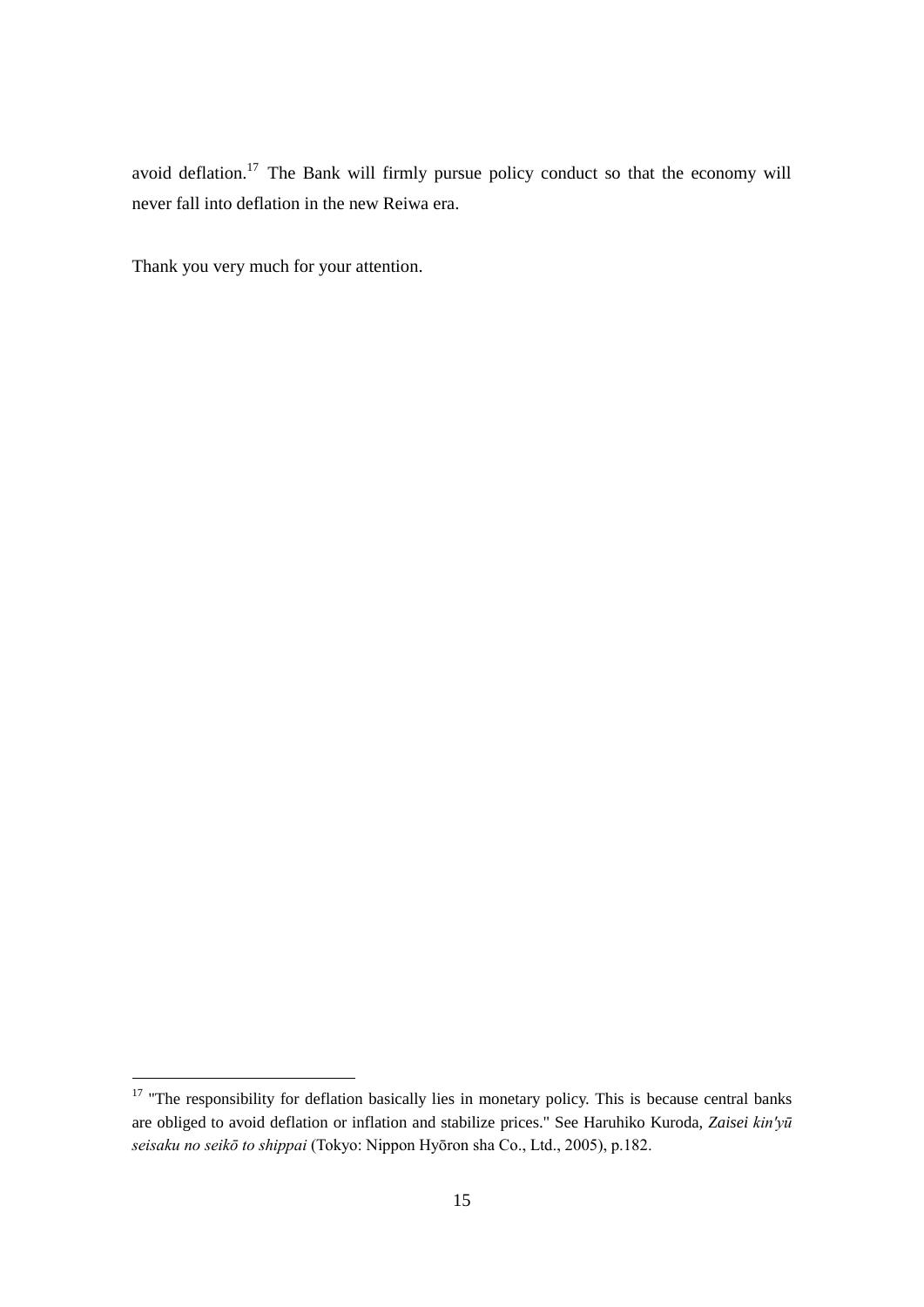avoid deflation.[17] The Bank will firmly pursue policy conduct so that the economy will never fall into deflation in the new Reiwa era.

Thank you very much for your attention.

---

[17] "The responsibility for deflation basically lies in monetary policy. This is because central banks are obliged to avoid deflation or inflation and stabilize prices." See Haruhiko Kuroda, *Zaisei kin'yū seisaku no seikō to shippai* (Tokyo: Nippon Hyōron sha Co., Ltd., 2005), p.182.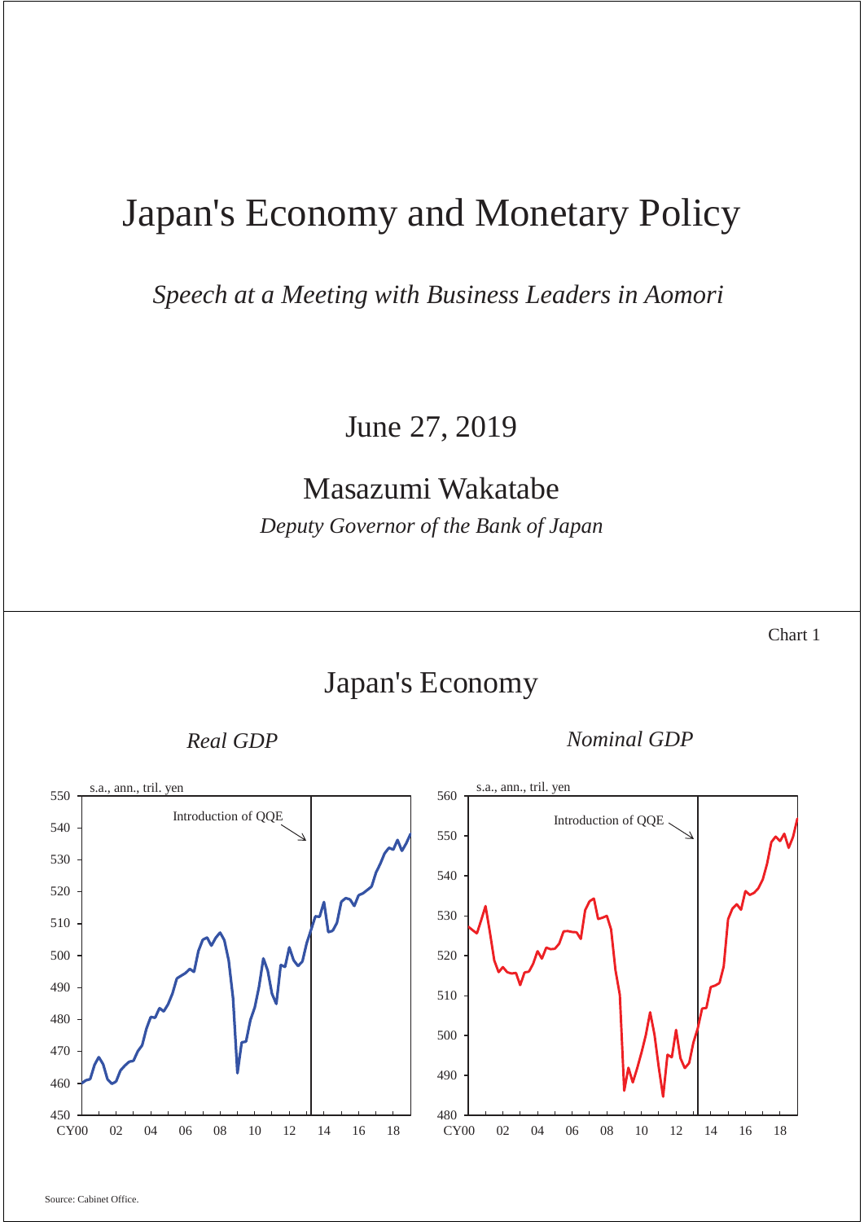# Japan's Economy and Monetary Policy

*Speech at a Meeting with Business Leaders in Aomori*

June 27, 2019

Masazumi Wakatabe

*Deputy Governor of the Bank of Japan*

Chart 1

## Japan's Economy

*Real GDP*

s.a., ann., tril. yen

Introduction of QQE

*Nominal GDP*

s.a., ann., tril. yen

Introduction of QQE

Source: Cabinet Office.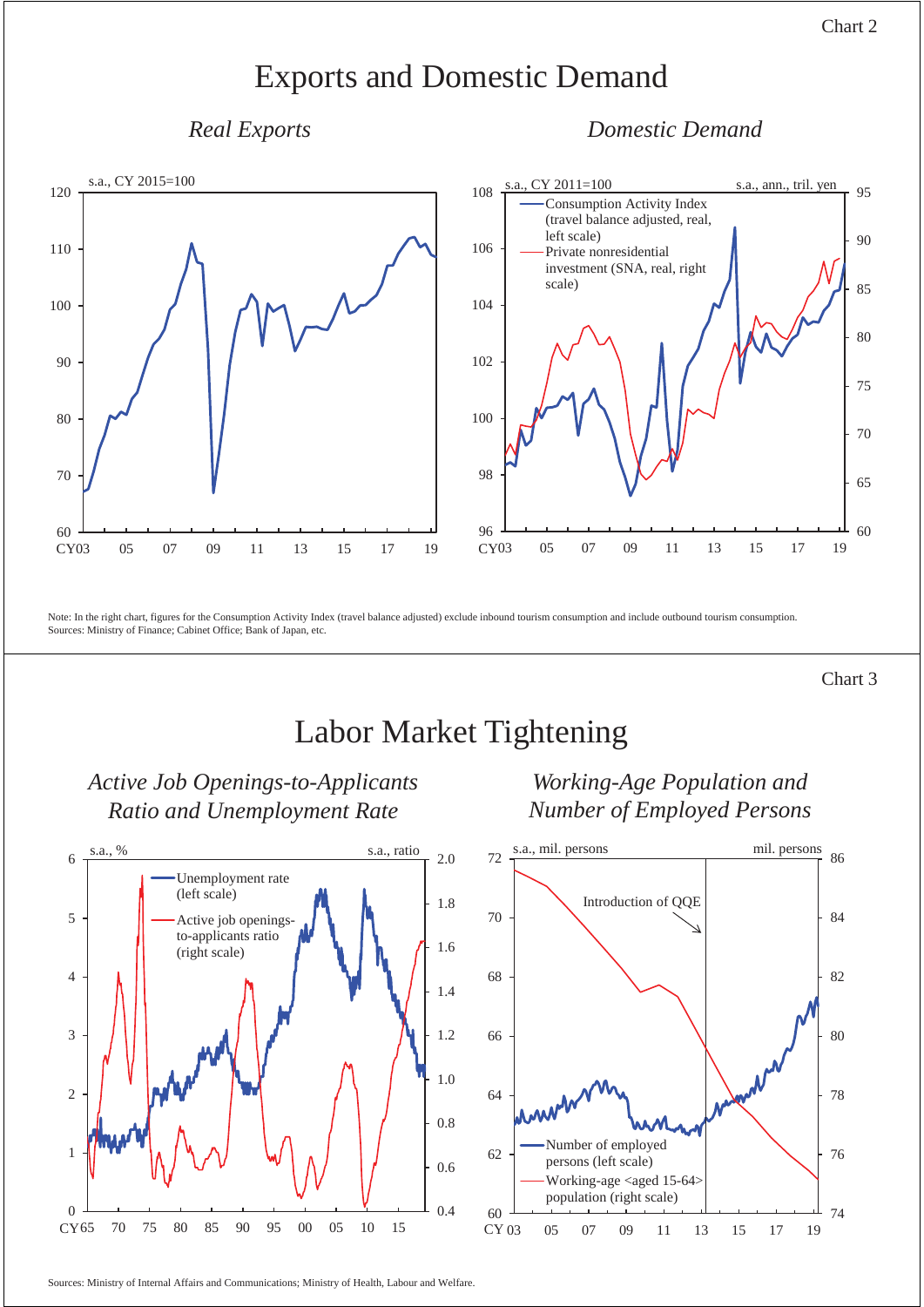Chart 2

# Exports and Domestic Demand

*Real Exports*

s.a., CY 2015=100

*Domestic Demand*

s.a., CY 2011=100 — s.a., ann., tril. yen

- Consumption Activity Index (travel balance adjusted, real, left scale)
- Private nonresidential investment (SNA, real, right scale)

Note: In the right chart, figures for the Consumption Activity Index (travel balance adjusted) exclude inbound tourism consumption and include outbound tourism consumption.
Sources: Ministry of Finance; Cabinet Office; Bank of Japan, etc.

Chart 3

# Labor Market Tightening

*Active Job Openings-to-Applicants Ratio and Unemployment Rate*

s.a., % — s.a., ratio

- Unemployment rate (left scale)
- Active job openings-to-applicants ratio (right scale)

*Working-Age Population and Number of Employed Persons*

s.a., mil. persons — mil. persons

Introduction of QQE

- Number of employed persons (left scale)
- Working-age <aged 15-64> population (right scale)

Sources: Ministry of Internal Affairs and Communications; Ministry of Health, Labour and Welfare.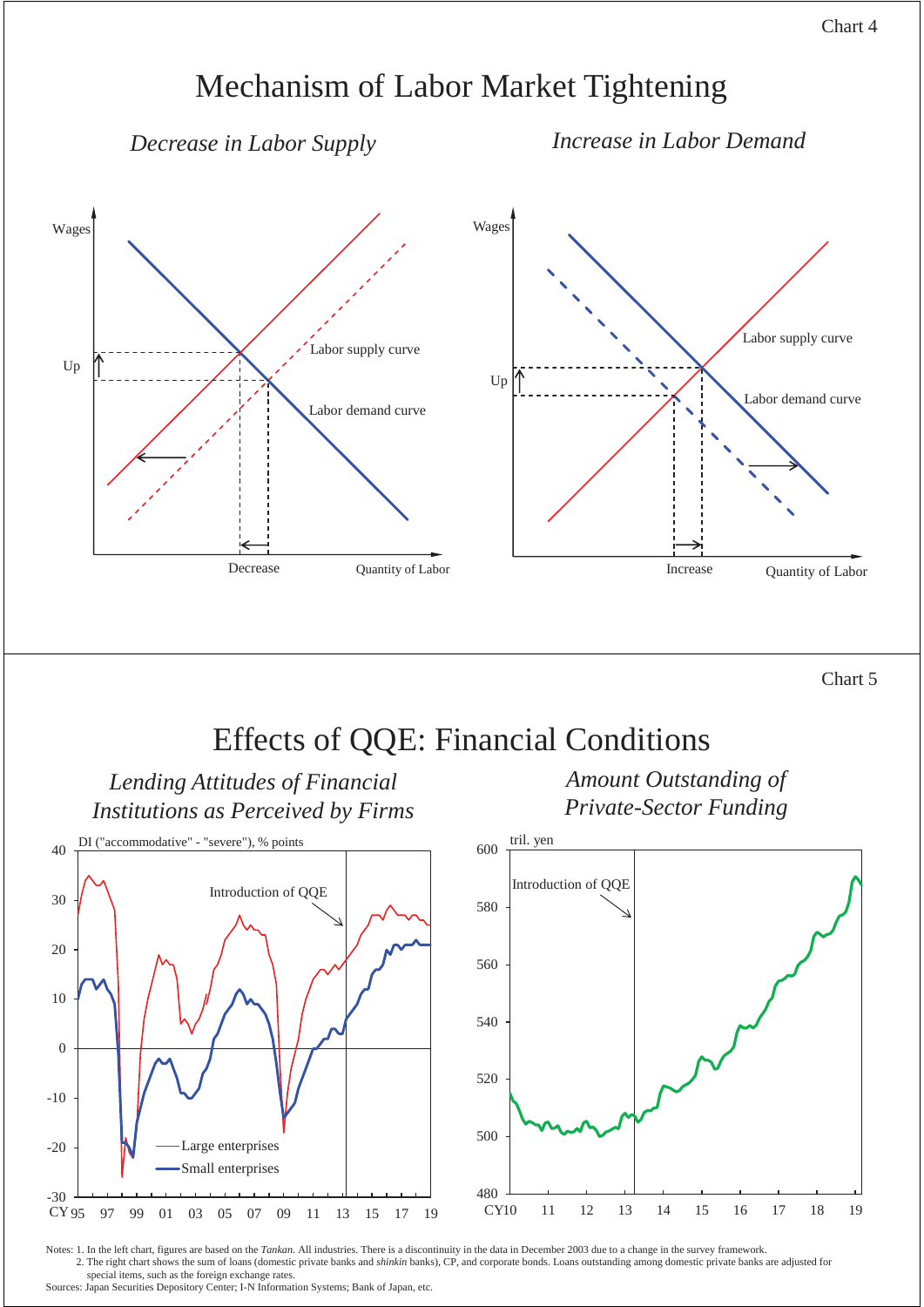Chart 4

# Mechanism of Labor Market Tightening

*Decrease in Labor Supply*

Wages

Up

Labor supply curve

Labor demand curve

Decrease

Quantity of Labor

*Increase in Labor Demand*

Wages

Up

Labor supply curve

Labor demand curve

Increase

Quantity of Labor

Chart 5

# Effects of QQE: Financial Conditions

*Lending Attitudes of Financial Institutions as Perceived by Firms*

DI ("accommodative" - "severe"), % points

Introduction of QQE

Large enterprises

Small enterprises

CY 95 97 99 01 03 05 07 09 11 13 15 17 19

*Amount Outstanding of Private-Sector Funding*

tril. yen

Introduction of QQE

CY10 11 12 13 14 15 16 17 18 19

Notes: 1. In the left chart, figures are based on the *Tankan*. All industries. There is a discontinuity in the data in December 2003 due to a change in the survey framework.
2. The right chart shows the sum of loans (domestic private banks and *shinkin* banks), CP, and corporate bonds. Loans outstanding among domestic private banks are adjusted for special items, such as the foreign exchange rates.

Sources: Japan Securities Depository Center; I-N Information Systems; Bank of Japan, etc.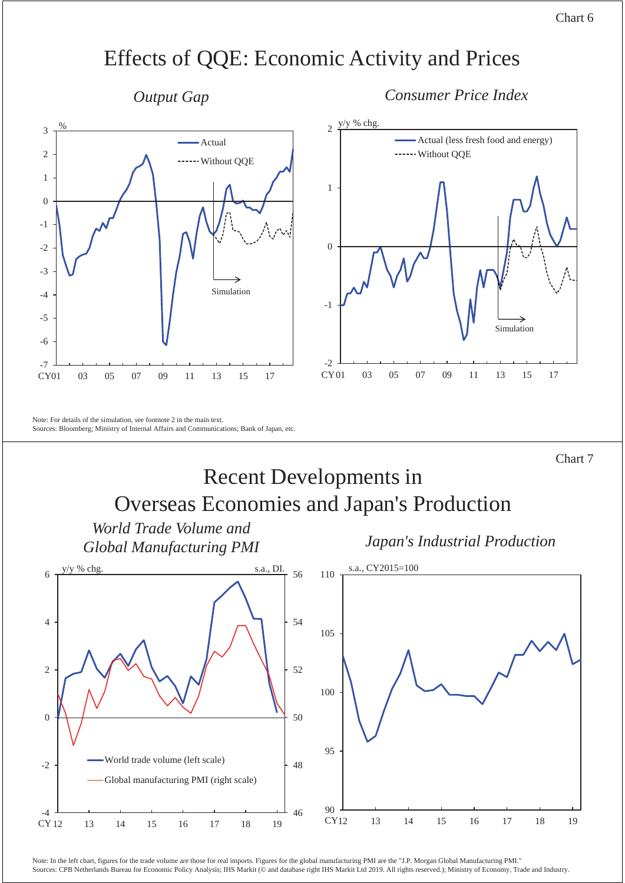Chart 6

# Effects of QQE: Economic Activity and Prices

*Output Gap*

*Consumer Price Index*

Note: For details of the simulation, see footnote 2 in the main text.
Sources: Bloomberg; Ministry of Internal Affairs and Communications; Bank of Japan, etc.

Chart 7

# Recent Developments in Overseas Economies and Japan's Production

*World Trade Volume and Global Manufacturing PMI*

*Japan's Industrial Production*

Note: In the left chart, figures for the trade volume are those for real imports. Figures for the global manufacturing PMI are the "J.P. Morgan Global Manufacturing PMI."
Sources: CPB Netherlands Bureau for Economic Policy Analysis; IHS Markit (© and database right IHS Markit Ltd 2019. All rights reserved.); Ministry of Economy, Trade and Industry.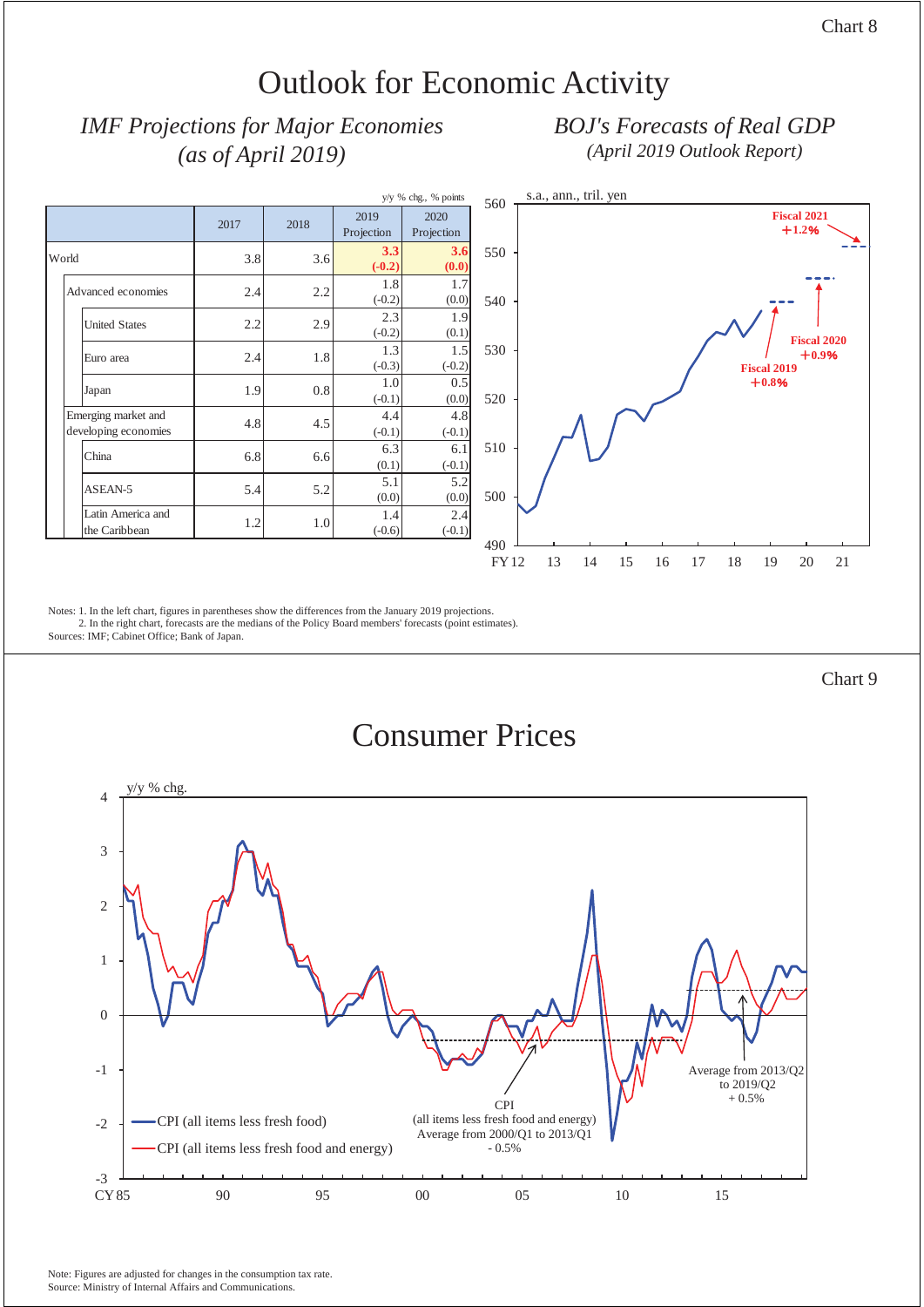Chart 8

# Outlook for Economic Activity

## *IMF Projections for Major Economies (as of April 2019)*

y/y % chg., % points

| | 2017 | 2018 | 2019 Projection | 2020 Projection |
|---|---|---|---|---|
| World | 3.8 | 3.6 | **3.3 (-0.2)** | **3.6 (0.0)** |
| Advanced economies | 2.4 | 2.2 | 1.8 (-0.2) | 1.7 (0.0) |
| United States | 2.2 | 2.9 | 2.3 (-0.2) | 1.9 (0.1) |
| Euro area | 2.4 | 1.8 | 1.3 (-0.3) | 1.5 (-0.2) |
| Japan | 1.9 | 0.8 | 1.0 (-0.1) | 0.5 (0.0) |
| Emerging market and developing economies | 4.8 | 4.5 | 4.4 (-0.1) | 4.8 (-0.1) |
| China | 6.8 | 6.6 | 6.3 (0.1) | 6.1 (-0.1) |
| ASEAN-5 | 5.4 | 5.2 | 5.1 (0.0) | 5.2 (0.0) |
| Latin America and the Caribbean | 1.2 | 1.0 | 1.4 (-0.6) | 2.4 (-0.1) |

## *BOJ's Forecasts of Real GDP (April 2019 Outlook Report)*

s.a., ann., tril. yen

Fiscal 2019 +0.8%; Fiscal 2020 +0.9%; Fiscal 2021 +1.2%

Notes: 1. In the left chart, figures in parentheses show the differences from the January 2019 projections.
2. In the right chart, forecasts are the medians of the Policy Board members' forecasts (point estimates).
Sources: IMF; Cabinet Office; Bank of Japan.

Chart 9

# Consumer Prices

y/y % chg.

- CPI (all items less fresh food)
- CPI (all items less fresh food and energy)

CPI (all items less fresh food and energy) Average from 2000/Q1 to 2013/Q1 - 0.5%

Average from 2013/Q2 to 2019/Q2 + 0.5%

Note: Figures are adjusted for changes in the consumption tax rate.
Source: Ministry of Internal Affairs and Communications.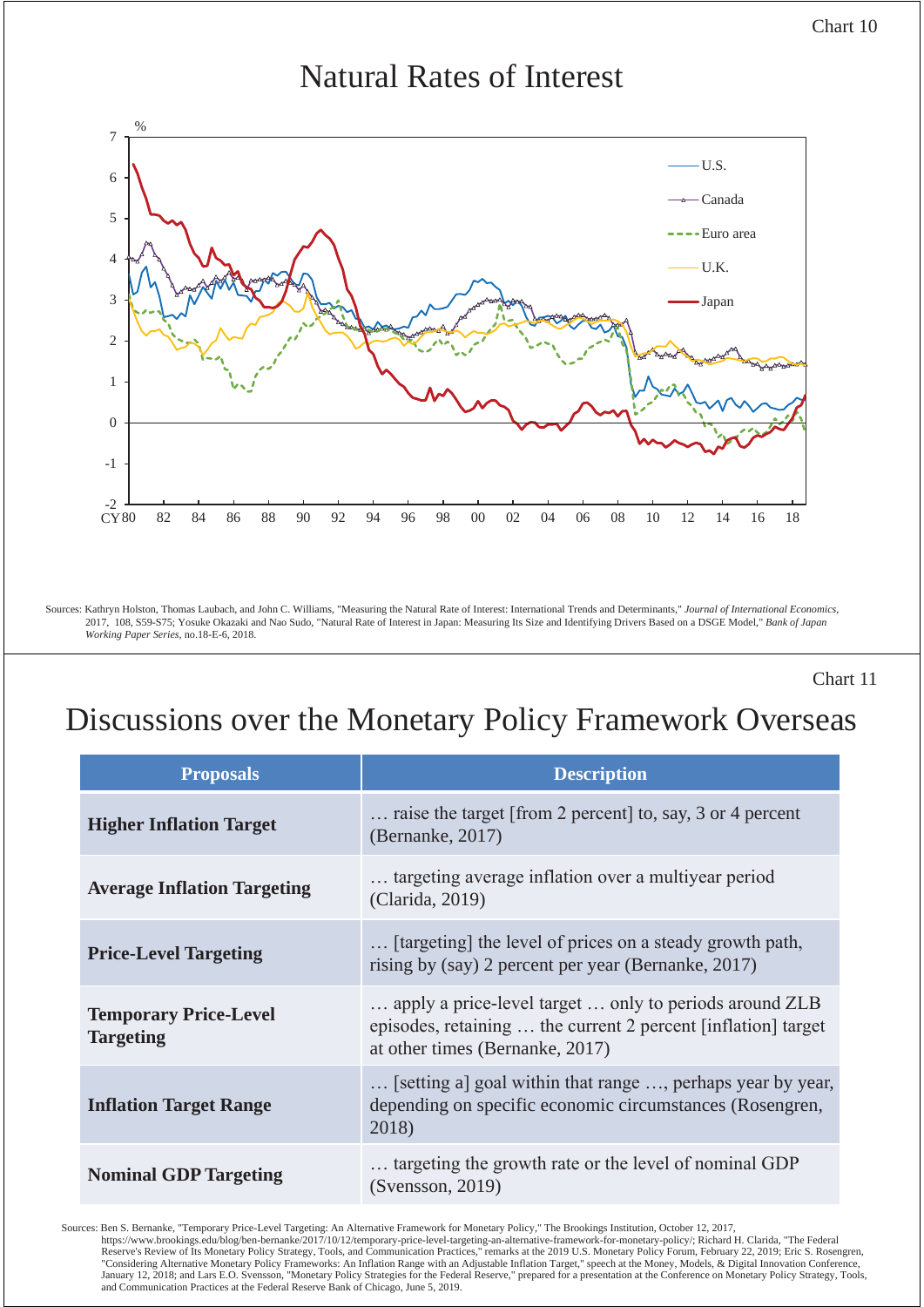Chart 10

## Natural Rates of Interest

Sources: Kathryn Holston, Thomas Laubach, and John C. Williams, "Measuring the Natural Rate of Interest: International Trends and Determinants," *Journal of International Economics*, 2017, 108, S59-S75; Yosuke Okazaki and Nao Sudo, "Natural Rate of Interest in Japan: Measuring Its Size and Identifying Drivers Based on a DSGE Model," *Bank of Japan Working Paper Series*, no.18-E-6, 2018.

Chart 11

## Discussions over the Monetary Policy Framework Overseas

| Proposals | Description |
|---|---|
| **Higher Inflation Target** | … raise the target [from 2 percent] to, say, 3 or 4 percent (Bernanke, 2017) |
| **Average Inflation Targeting** | … targeting average inflation over a multiyear period (Clarida, 2019) |
| **Price-Level Targeting** | … [targeting] the level of prices on a steady growth path, rising by (say) 2 percent per year (Bernanke, 2017) |
| **Temporary Price-Level Targeting** | … apply a price-level target … only to periods around ZLB episodes, retaining … the current 2 percent [inflation] target at other times (Bernanke, 2017) |
| **Inflation Target Range** | … [setting a] goal within that range …, perhaps year by year, depending on specific economic circumstances (Rosengren, 2018) |
| **Nominal GDP Targeting** | … targeting the growth rate or the level of nominal GDP (Svensson, 2019) |

Sources: Ben S. Bernanke, "Temporary Price-Level Targeting: An Alternative Framework for Monetary Policy," The Brookings Institution, October 12, 2017, https://www.brookings.edu/blog/ben-bernanke/2017/10/12/temporary-price-level-targeting-an-alternative-framework-for-monetary-policy/; Richard H. Clarida, "The Federal Reserve's Review of Its Monetary Policy Strategy, Tools, and Communication Practices," remarks at the 2019 U.S. Monetary Policy Forum, February 22, 2019; Eric S. Rosengren, "Considering Alternative Monetary Policy Frameworks: An Inflation Range with an Adjustable Inflation Target," speech at the Money, Models, & Digital Innovation Conference, January 12, 2018; and Lars E.O. Svensson, "Monetary Policy Strategies for the Federal Reserve," prepared for a presentation at the Conference on Monetary Policy Strategy, Tools, and Communication Practices at the Federal Reserve Bank of Chicago, June 5, 2019.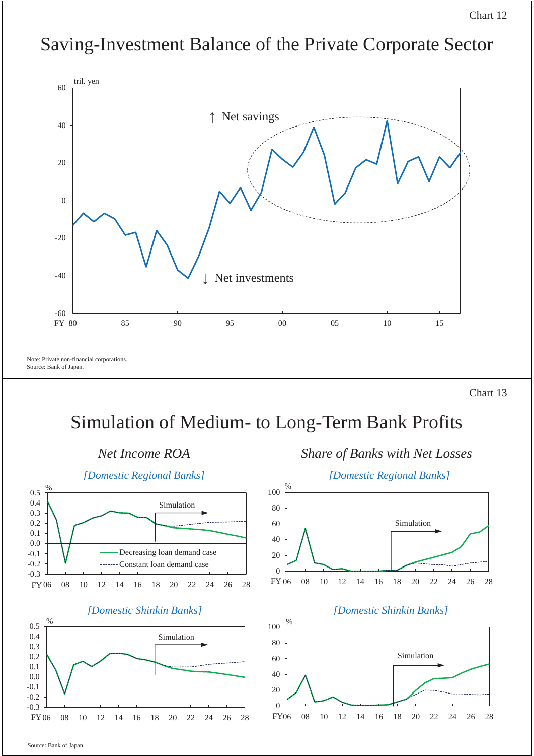Chart 12

# Saving-Investment Balance of the Private Corporate Sector

tril. yen

↑ Net savings

↓ Net investments

FY 80 85 90 95 00 05 10 15

Note: Private non-financial corporations.
Source: Bank of Japan.

Chart 13

# Simulation of Medium- to Long-Term Bank Profits

## *Net Income ROA*

*[Domestic Regional Banks]*

Simulation

Decreasing loan demand case
Constant loan demand case

*[Domestic Shinkin Banks]*

Simulation

## *Share of Banks with Net Losses*

*[Domestic Regional Banks]*

Simulation

*[Domestic Shinkin Banks]*

Simulation

Source: Bank of Japan.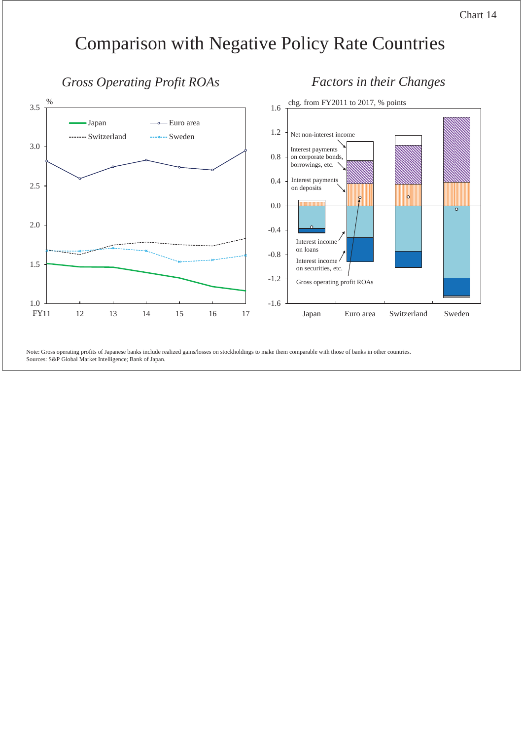Chart 14

# Comparison with Negative Policy Rate Countries

## *Gross Operating Profit ROAs*

%

3.5
3.0
2.5
2.0
1.5
1.0

FY11 12 13 14 15 16 17

Japan
Euro area
Switzerland
Sweden

## *Factors in their Changes*

chg. from FY2011 to 2017, % points

1.6
1.2
0.8
0.4
0.0
-0.4
-0.8
-1.2
-1.6

Net non-interest income

Interest payments on corporate bonds, borrowings, etc.

Interest payments on deposits

Interest income on loans

Interest income on securities, etc.

Gross operating profit ROAs

Japan Euro area Switzerland Sweden

Note: Gross operating profits of Japanese banks include realized gains/losses on stockholdings to make them comparable with those of banks in other countries.
Sources: S&P Global Market Intelligence; Bank of Japan.